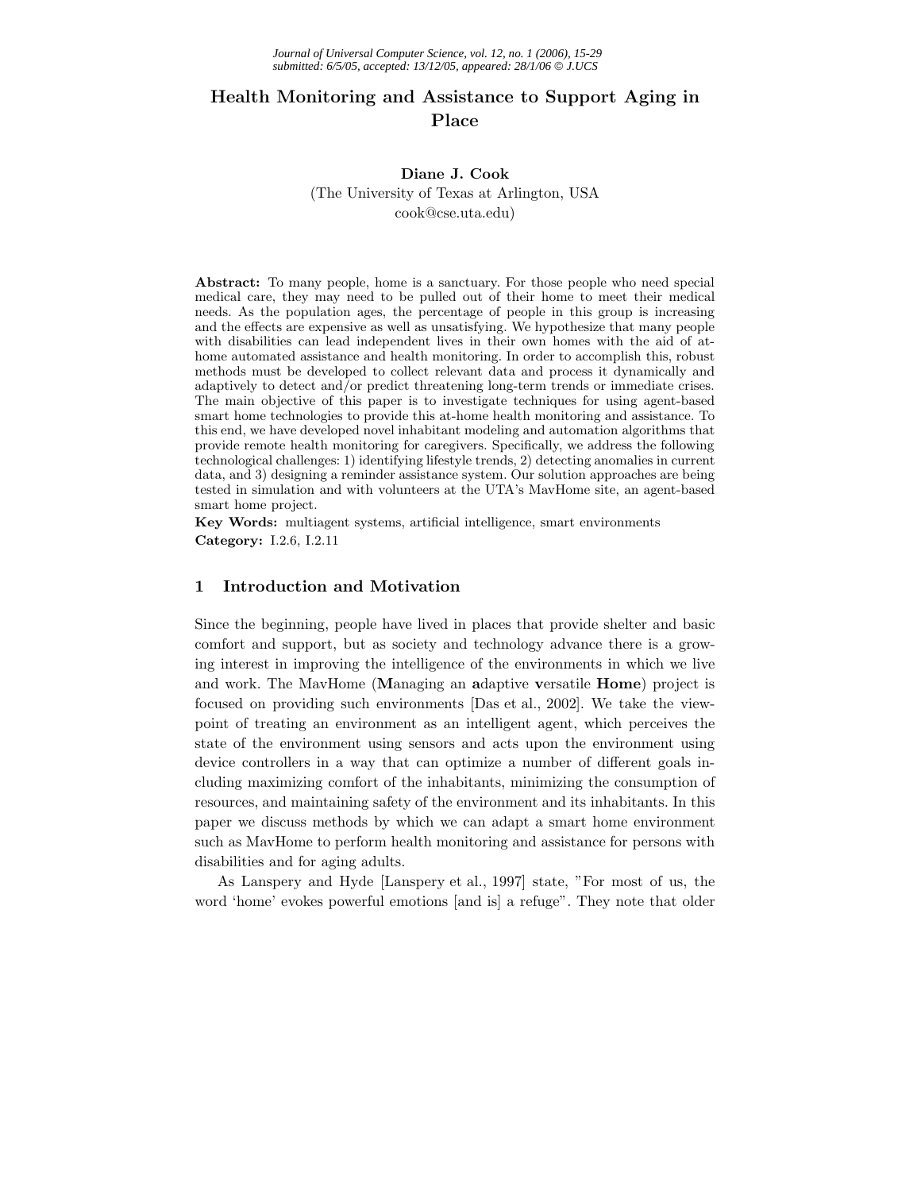# Health Monitoring and Assistance to Support Aging in Place

**Diane J. Cook**
(The University of Texas at Arlington, USA
cook@cse.uta.edu)

**Abstract:** To many people, home is a sanctuary. For those people who need special medical care, they may need to be pulled out of their home to meet their medical needs. As the population ages, the percentage of people in this group is increasing and the effects are expensive as well as unsatisfying. We hypothesize that many people with disabilities can lead independent lives in their own homes with the aid of at-home automated assistance and health monitoring. In order to accomplish this, robust methods must be developed to collect relevant data and process it dynamically and adaptively to detect and/or predict threatening long-term trends or immediate crises. The main objective of this paper is to investigate techniques for using agent-based smart home technologies to provide this at-home health monitoring and assistance. To this end, we have developed novel inhabitant modeling and automation algorithms that provide remote health monitoring for caregivers. Specifically, we address the following technological challenges: 1) identifying lifestyle trends, 2) detecting anomalies in current data, and 3) designing a reminder assistance system. Our solution approaches are being tested in simulation and with volunteers at the UTA's MavHome site, an agent-based smart home project.

**Key Words:** multiagent systems, artificial intelligence, smart environments
**Category:** I.2.6, I.2.11

## 1 Introduction and Motivation

Since the beginning, people have lived in places that provide shelter and basic comfort and support, but as society and technology advance there is a growing interest in improving the intelligence of the environments in which we live and work. The MavHome (**M**anaging an **a**daptive **v**ersatile **Home**) project is focused on providing such environments [Das et al., 2002]. We take the viewpoint of treating an environment as an intelligent agent, which perceives the state of the environment using sensors and acts upon the environment using device controllers in a way that can optimize a number of different goals including maximizing comfort of the inhabitants, minimizing the consumption of resources, and maintaining safety of the environment and its inhabitants. In this paper we discuss methods by which we can adapt a smart home environment such as MavHome to perform health monitoring and assistance for persons with disabilities and for aging adults.

As Lanspery and Hyde [Lanspery et al., 1997] state, "For most of us, the word 'home' evokes powerful emotions [and is] a refuge". They note that older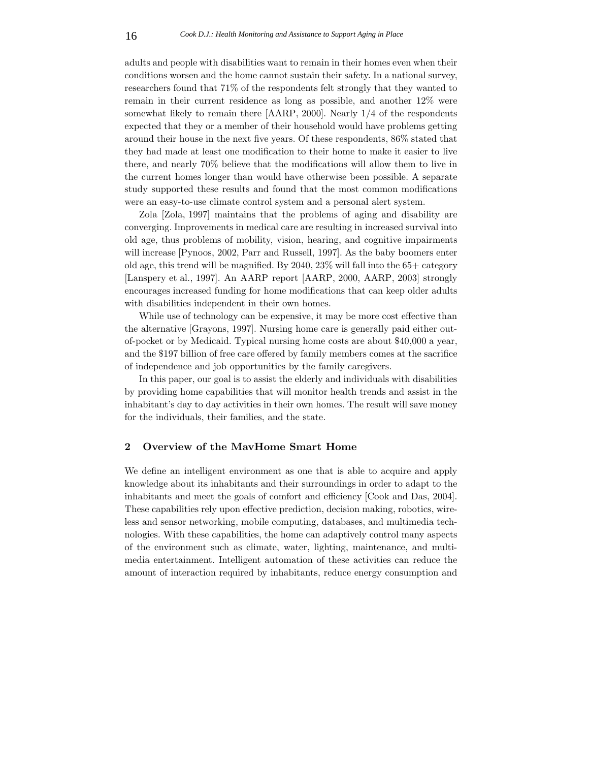adults and people with disabilities want to remain in their homes even when their conditions worsen and the home cannot sustain their safety. In a national survey, researchers found that 71% of the respondents felt strongly that they wanted to remain in their current residence as long as possible, and another 12% were somewhat likely to remain there [AARP, 2000]. Nearly 1/4 of the respondents expected that they or a member of their household would have problems getting around their house in the next five years. Of these respondents, 86% stated that they had made at least one modification to their home to make it easier to live there, and nearly 70% believe that the modifications will allow them to live in the current homes longer than would have otherwise been possible. A separate study supported these results and found that the most common modifications were an easy-to-use climate control system and a personal alert system.

Zola [Zola, 1997] maintains that the problems of aging and disability are converging. Improvements in medical care are resulting in increased survival into old age, thus problems of mobility, vision, hearing, and cognitive impairments will increase [Pynoos, 2002, Parr and Russell, 1997]. As the baby boomers enter old age, this trend will be magnified. By 2040, 23% will fall into the 65+ category [Lanspery et al., 1997]. An AARP report [AARP, 2000, AARP, 2003] strongly encourages increased funding for home modifications that can keep older adults with disabilities independent in their own homes.

While use of technology can be expensive, it may be more cost effective than the alternative [Grayons, 1997]. Nursing home care is generally paid either out-of-pocket or by Medicaid. Typical nursing home costs are about $40,000 a year, and the $197 billion of free care offered by family members comes at the sacrifice of independence and job opportunities by the family caregivers.

In this paper, our goal is to assist the elderly and individuals with disabilities by providing home capabilities that will monitor health trends and assist in the inhabitant's day to day activities in their own homes. The result will save money for the individuals, their families, and the state.

## 2 Overview of the MavHome Smart Home

We define an intelligent environment as one that is able to acquire and apply knowledge about its inhabitants and their surroundings in order to adapt to the inhabitants and meet the goals of comfort and efficiency [Cook and Das, 2004]. These capabilities rely upon effective prediction, decision making, robotics, wireless and sensor networking, mobile computing, databases, and multimedia technologies. With these capabilities, the home can adaptively control many aspects of the environment such as climate, water, lighting, maintenance, and multimedia entertainment. Intelligent automation of these activities can reduce the amount of interaction required by inhabitants, reduce energy consumption and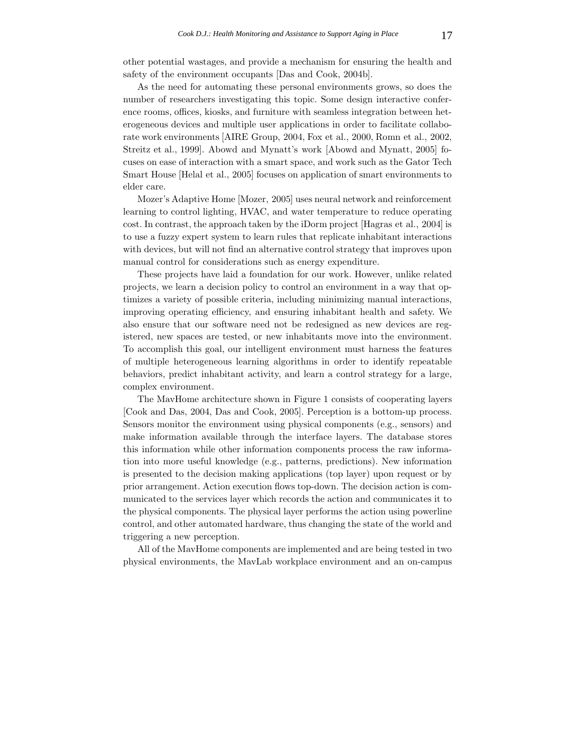other potential wastages, and provide a mechanism for ensuring the health and safety of the environment occupants [Das and Cook, 2004b].

As the need for automating these personal environments grows, so does the number of researchers investigating this topic. Some design interactive conference rooms, offices, kiosks, and furniture with seamless integration between heterogeneous devices and multiple user applications in order to facilitate collaborate work environments [AIRE Group, 2004, Fox et al., 2000, Romn et al., 2002, Streitz et al., 1999]. Abowd and Mynatt's work [Abowd and Mynatt, 2005] focuses on ease of interaction with a smart space, and work such as the Gator Tech Smart House [Helal et al., 2005] focuses on application of smart environments to elder care.

Mozer's Adaptive Home [Mozer, 2005] uses neural network and reinforcement learning to control lighting, HVAC, and water temperature to reduce operating cost. In contrast, the approach taken by the iDorm project [Hagras et al., 2004] is to use a fuzzy expert system to learn rules that replicate inhabitant interactions with devices, but will not find an alternative control strategy that improves upon manual control for considerations such as energy expenditure.

These projects have laid a foundation for our work. However, unlike related projects, we learn a decision policy to control an environment in a way that optimizes a variety of possible criteria, including minimizing manual interactions, improving operating efficiency, and ensuring inhabitant health and safety. We also ensure that our software need not be redesigned as new devices are registered, new spaces are tested, or new inhabitants move into the environment. To accomplish this goal, our intelligent environment must harness the features of multiple heterogeneous learning algorithms in order to identify repeatable behaviors, predict inhabitant activity, and learn a control strategy for a large, complex environment.

The MavHome architecture shown in Figure 1 consists of cooperating layers [Cook and Das, 2004, Das and Cook, 2005]. Perception is a bottom-up process. Sensors monitor the environment using physical components (e.g., sensors) and make information available through the interface layers. The database stores this information while other information components process the raw information into more useful knowledge (e.g., patterns, predictions). New information is presented to the decision making applications (top layer) upon request or by prior arrangement. Action execution flows top-down. The decision action is communicated to the services layer which records the action and communicates it to the physical components. The physical layer performs the action using powerline control, and other automated hardware, thus changing the state of the world and triggering a new perception.

All of the MavHome components are implemented and are being tested in two physical environments, the MavLab workplace environment and an on-campus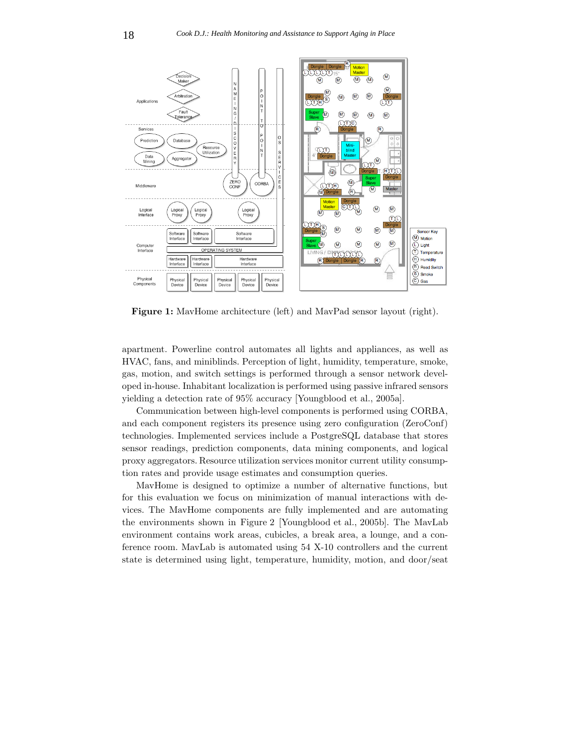**Figure 1:** MavHome architecture (left) and MavPad sensor layout (right).

apartment. Powerline control automates all lights and appliances, as well as HVAC, fans, and miniblinds. Perception of light, humidity, temperature, smoke, gas, motion, and switch settings is performed through a sensor network developed in-house. Inhabitant localization is performed using passive infrared sensors yielding a detection rate of 95% accuracy [Youngblood et al., 2005a].

Communication between high-level components is performed using CORBA, and each component registers its presence using zero configuration (ZeroConf) technologies. Implemented services include a PostgreSQL database that stores sensor readings, prediction components, data mining components, and logical proxy aggregators. Resource utilization services monitor current utility consumption rates and provide usage estimates and consumption queries.

MavHome is designed to optimize a number of alternative functions, but for this evaluation we focus on minimization of manual interactions with devices. The MavHome components are fully implemented and are automating the environments shown in Figure 2 [Youngblood et al., 2005b]. The MavLab environment contains work areas, cubicles, a break area, a lounge, and a conference room. MavLab is automated using 54 X-10 controllers and the current state is determined using light, temperature, humidity, motion, and door/seat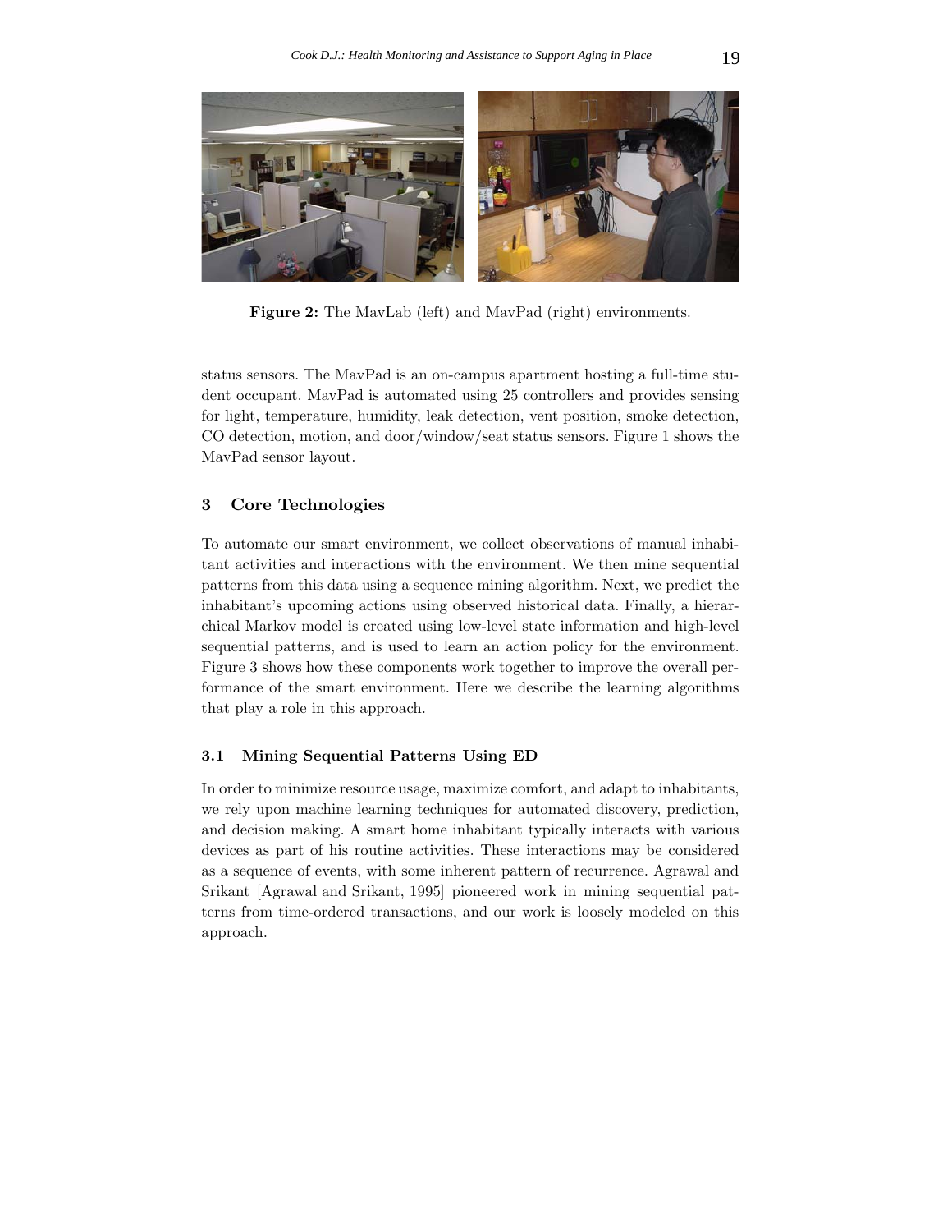**Figure 2:** The MavLab (left) and MavPad (right) environments.

status sensors. The MavPad is an on-campus apartment hosting a full-time student occupant. MavPad is automated using 25 controllers and provides sensing for light, temperature, humidity, leak detection, vent position, smoke detection, CO detection, motion, and door/window/seat status sensors. Figure 1 shows the MavPad sensor layout.

## 3 Core Technologies

To automate our smart environment, we collect observations of manual inhabitant activities and interactions with the environment. We then mine sequential patterns from this data using a sequence mining algorithm. Next, we predict the inhabitant's upcoming actions using observed historical data. Finally, a hierarchical Markov model is created using low-level state information and high-level sequential patterns, and is used to learn an action policy for the environment. Figure 3 shows how these components work together to improve the overall performance of the smart environment. Here we describe the learning algorithms that play a role in this approach.

### 3.1 Mining Sequential Patterns Using ED

In order to minimize resource usage, maximize comfort, and adapt to inhabitants, we rely upon machine learning techniques for automated discovery, prediction, and decision making. A smart home inhabitant typically interacts with various devices as part of his routine activities. These interactions may be considered as a sequence of events, with some inherent pattern of recurrence. Agrawal and Srikant [Agrawal and Srikant, 1995] pioneered work in mining sequential patterns from time-ordered transactions, and our work is loosely modeled on this approach.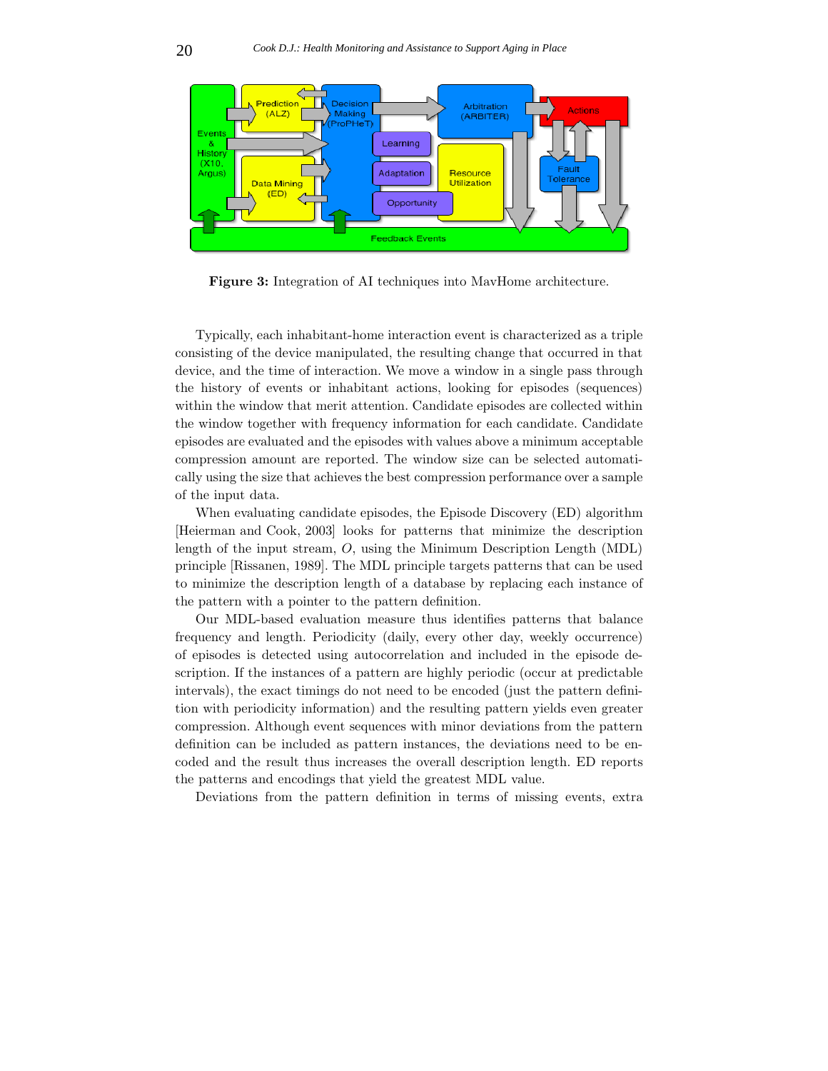Events & History (X10, Argus)

Prediction (ALZ)

Data Mining (ED)

Decision Making (ProPHeT)

Learning

Adaptation

Opportunity

Arbitration (ARBITER)

Resource Utilization

Actions

Fault Tolerance

Feedback Events

**Figure 3:** Integration of AI techniques into MavHome architecture.

Typically, each inhabitant-home interaction event is characterized as a triple consisting of the device manipulated, the resulting change that occurred in that device, and the time of interaction. We move a window in a single pass through the history of events or inhabitant actions, looking for episodes (sequences) within the window that merit attention. Candidate episodes are collected within the window together with frequency information for each candidate. Candidate episodes are evaluated and the episodes with values above a minimum acceptable compression amount are reported. The window size can be selected automatically using the size that achieves the best compression performance over a sample of the input data.

When evaluating candidate episodes, the Episode Discovery (ED) algorithm [Heierman and Cook, 2003] looks for patterns that minimize the description length of the input stream, $O$, using the Minimum Description Length (MDL) principle [Rissanen, 1989]. The MDL principle targets patterns that can be used to minimize the description length of a database by replacing each instance of the pattern with a pointer to the pattern definition.

Our MDL-based evaluation measure thus identifies patterns that balance frequency and length. Periodicity (daily, every other day, weekly occurrence) of episodes is detected using autocorrelation and included in the episode description. If the instances of a pattern are highly periodic (occur at predictable intervals), the exact timings do not need to be encoded (just the pattern definition with periodicity information) and the resulting pattern yields even greater compression. Although event sequences with minor deviations from the pattern definition can be included as pattern instances, the deviations need to be encoded and the result thus increases the overall description length. ED reports the patterns and encodings that yield the greatest MDL value.

Deviations from the pattern definition in terms of missing events, extra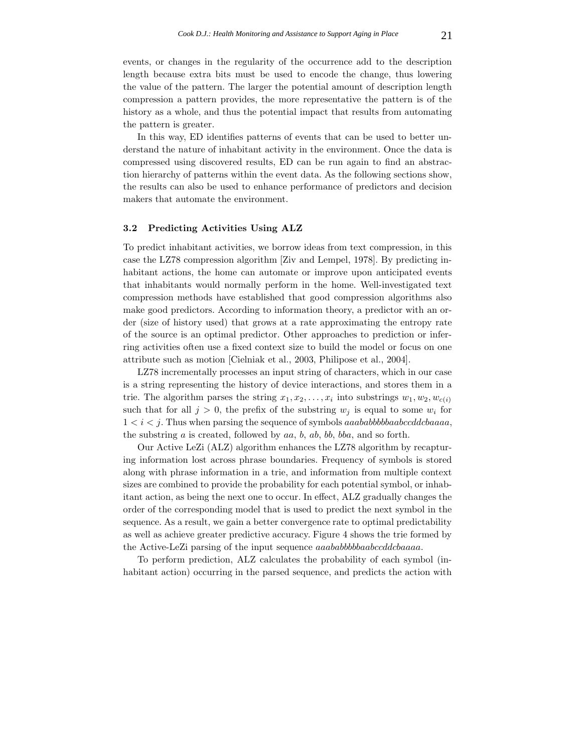events, or changes in the regularity of the occurrence add to the description length because extra bits must be used to encode the change, thus lowering the value of the pattern. The larger the potential amount of description length compression a pattern provides, the more representative the pattern is of the history as a whole, and thus the potential impact that results from automating the pattern is greater.

In this way, ED identifies patterns of events that can be used to better understand the nature of inhabitant activity in the environment. Once the data is compressed using discovered results, ED can be run again to find an abstraction hierarchy of patterns within the event data. As the following sections show, the results can also be used to enhance performance of predictors and decision makers that automate the environment.

### 3.2 Predicting Activities Using ALZ

To predict inhabitant activities, we borrow ideas from text compression, in this case the LZ78 compression algorithm [Ziv and Lempel, 1978]. By predicting inhabitant actions, the home can automate or improve upon anticipated events that inhabitants would normally perform in the home. Well-investigated text compression methods have established that good compression algorithms also make good predictors. According to information theory, a predictor with an order (size of history used) that grows at a rate approximating the entropy rate of the source is an optimal predictor. Other approaches to prediction or inferring activities often use a fixed context size to build the model or focus on one attribute such as motion [Cielniak et al., 2003, Philipose et al., 2004].

LZ78 incrementally processes an input string of characters, which in our case is a string representing the history of device interactions, and stores them in a trie. The algorithm parses the string $x_1, x_2, \ldots, x_i$ into substrings $w_1, w_2, w_{c(i)}$ such that for all $j > 0$, the prefix of the substring $w_j$ is equal to some $w_i$ for $1 < i < j$. Thus when parsing the sequence of symbols *aaababbbbbaabccddcbaaaa*, the substring *a* is created, followed by *aa*, *b*, *ab*, *bb*, *bba*, and so forth.

Our Active LeZi (ALZ) algorithm enhances the LZ78 algorithm by recapturing information lost across phrase boundaries. Frequency of symbols is stored along with phrase information in a trie, and information from multiple context sizes are combined to provide the probability for each potential symbol, or inhabitant action, as being the next one to occur. In effect, ALZ gradually changes the order of the corresponding model that is used to predict the next symbol in the sequence. As a result, we gain a better convergence rate to optimal predictability as well as achieve greater predictive accuracy. Figure 4 shows the trie formed by the Active-LeZi parsing of the input sequence *aaababbbbbaabccddcbaaaa*.

To perform prediction, ALZ calculates the probability of each symbol (inhabitant action) occurring in the parsed sequence, and predicts the action with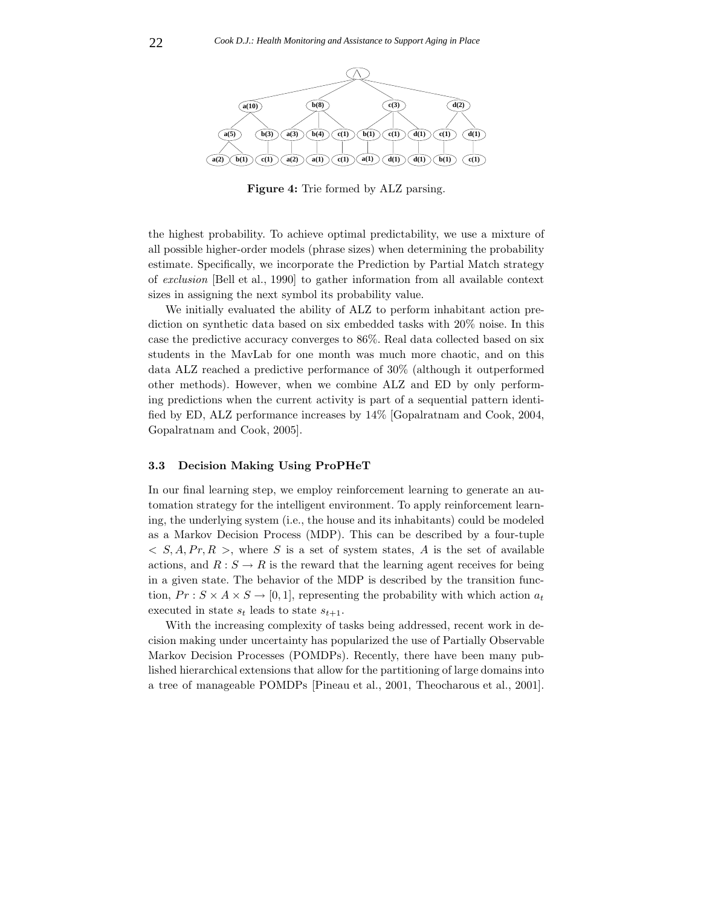**Figure 4:** Trie formed by ALZ parsing.

the highest probability. To achieve optimal predictability, we use a mixture of all possible higher-order models (phrase sizes) when determining the probability estimate. Specifically, we incorporate the Prediction by Partial Match strategy of *exclusion* [Bell et al., 1990] to gather information from all available context sizes in assigning the next symbol its probability value.

We initially evaluated the ability of ALZ to perform inhabitant action prediction on synthetic data based on six embedded tasks with 20% noise. In this case the predictive accuracy converges to 86%. Real data collected based on six students in the MavLab for one month was much more chaotic, and on this data ALZ reached a predictive performance of 30% (although it outperformed other methods). However, when we combine ALZ and ED by only performing predictions when the current activity is part of a sequential pattern identified by ED, ALZ performance increases by 14% [Gopalratnam and Cook, 2004, Gopalratnam and Cook, 2005].

### 3.3 Decision Making Using ProPHeT

In our final learning step, we employ reinforcement learning to generate an automation strategy for the intelligent environment. To apply reinforcement learning, the underlying system (i.e., the house and its inhabitants) could be modeled as a Markov Decision Process (MDP). This can be described by a four-tuple $< S, A, Pr, R >$, where $S$ is a set of system states, $A$ is the set of available actions, and $R : S \rightarrow R$ is the reward that the learning agent receives for being in a given state. The behavior of the MDP is described by the transition function, $Pr : S \times A \times S \rightarrow [0, 1]$, representing the probability with which action $a_t$ executed in state $s_t$ leads to state $s_{t+1}$.

With the increasing complexity of tasks being addressed, recent work in decision making under uncertainty has popularized the use of Partially Observable Markov Decision Processes (POMDPs). Recently, there have been many published hierarchical extensions that allow for the partitioning of large domains into a tree of manageable POMDPs [Pineau et al., 2001, Theocharous et al., 2001].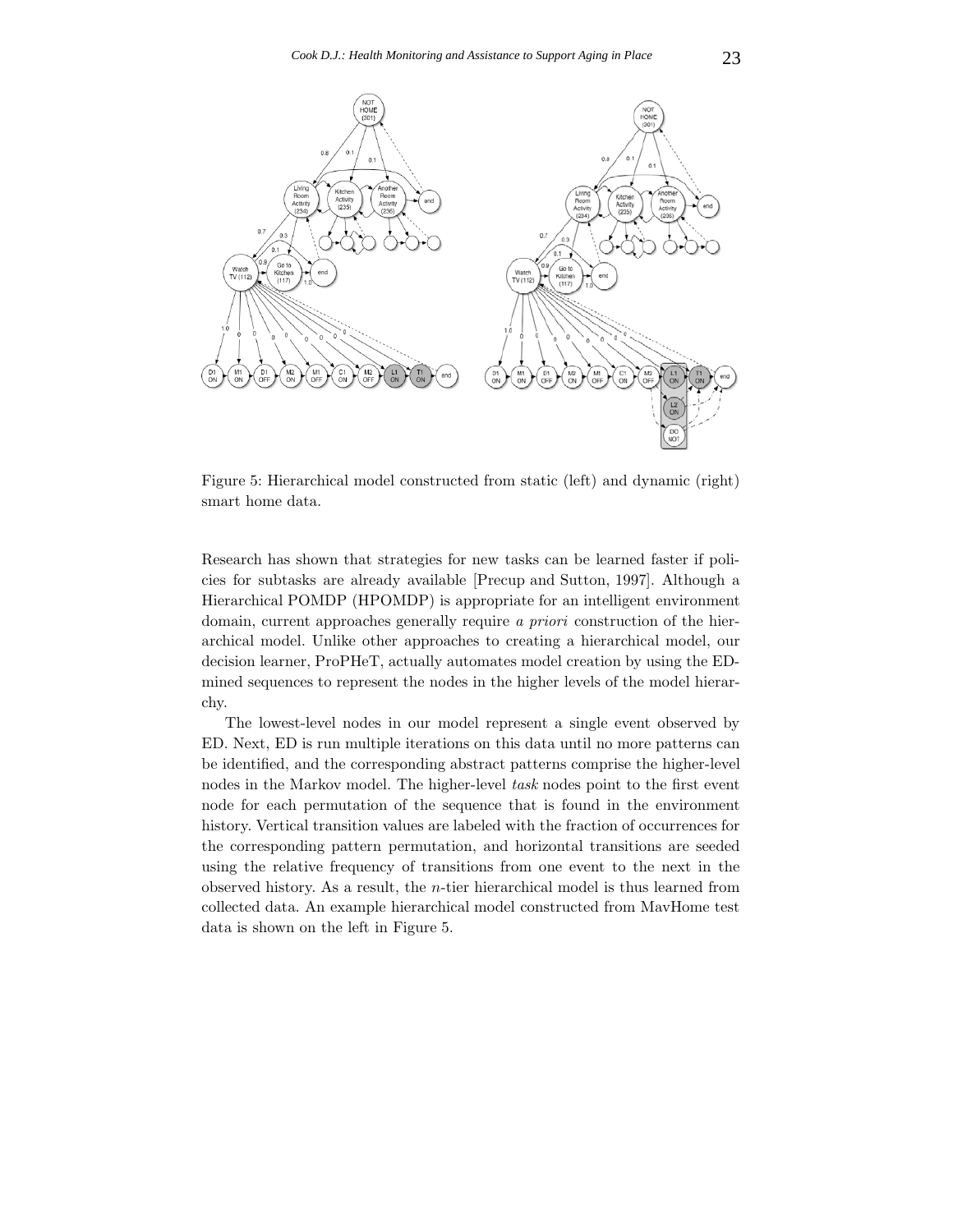Figure 5: Hierarchical model constructed from static (left) and dynamic (right) smart home data.

Research has shown that strategies for new tasks can be learned faster if policies for subtasks are already available [Precup and Sutton, 1997]. Although a Hierarchical POMDP (HPOMDP) is appropriate for an intelligent environment domain, current approaches generally require *a priori* construction of the hierarchical model. Unlike other approaches to creating a hierarchical model, our decision learner, ProPHeT, actually automates model creation by using the ED-mined sequences to represent the nodes in the higher levels of the model hierarchy.

The lowest-level nodes in our model represent a single event observed by ED. Next, ED is run multiple iterations on this data until no more patterns can be identified, and the corresponding abstract patterns comprise the higher-level nodes in the Markov model. The higher-level *task* nodes point to the first event node for each permutation of the sequence that is found in the environment history. Vertical transition values are labeled with the fraction of occurrences for the corresponding pattern permutation, and horizontal transitions are seeded using the relative frequency of transitions from one event to the next in the observed history. As a result, the $n$-tier hierarchical model is thus learned from collected data. An example hierarchical model constructed from MavHome test data is shown on the left in Figure 5.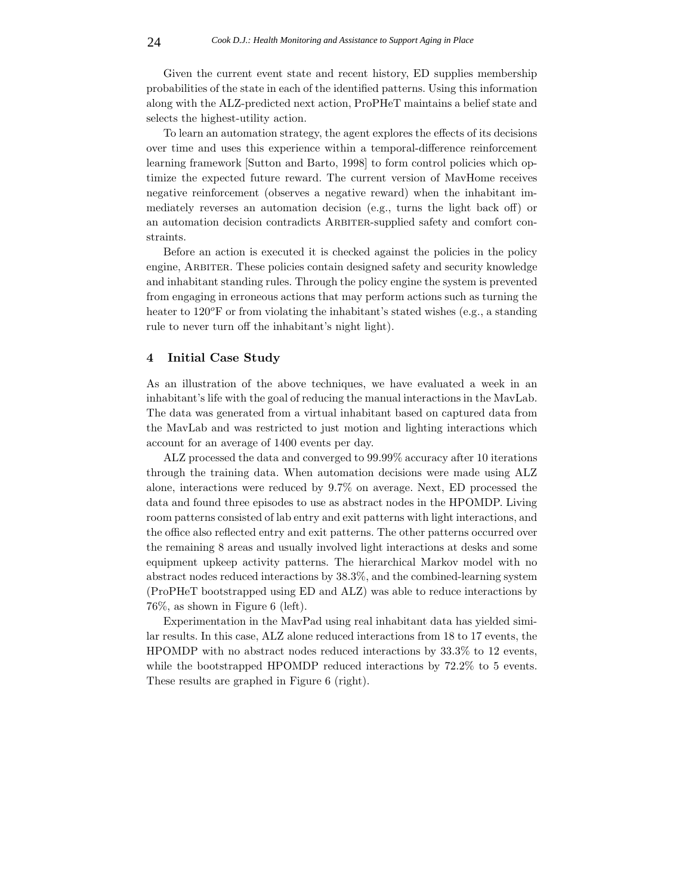Given the current event state and recent history, ED supplies membership probabilities of the state in each of the identified patterns. Using this information along with the ALZ-predicted next action, ProPHeT maintains a belief state and selects the highest-utility action.

To learn an automation strategy, the agent explores the effects of its decisions over time and uses this experience within a temporal-difference reinforcement learning framework [Sutton and Barto, 1998] to form control policies which optimize the expected future reward. The current version of MavHome receives negative reinforcement (observes a negative reward) when the inhabitant immediately reverses an automation decision (e.g., turns the light back off) or an automation decision contradicts ARBITER-supplied safety and comfort constraints.

Before an action is executed it is checked against the policies in the policy engine, ARBITER. These policies contain designed safety and security knowledge and inhabitant standing rules. Through the policy engine the system is prevented from engaging in erroneous actions that may perform actions such as turning the heater to $120^o$F or from violating the inhabitant's stated wishes (e.g., a standing rule to never turn off the inhabitant's night light).

## 4 Initial Case Study

As an illustration of the above techniques, we have evaluated a week in an inhabitant's life with the goal of reducing the manual interactions in the MavLab. The data was generated from a virtual inhabitant based on captured data from the MavLab and was restricted to just motion and lighting interactions which account for an average of 1400 events per day.

ALZ processed the data and converged to 99.99% accuracy after 10 iterations through the training data. When automation decisions were made using ALZ alone, interactions were reduced by 9.7% on average. Next, ED processed the data and found three episodes to use as abstract nodes in the HPOMDP. Living room patterns consisted of lab entry and exit patterns with light interactions, and the office also reflected entry and exit patterns. The other patterns occurred over the remaining 8 areas and usually involved light interactions at desks and some equipment upkeep activity patterns. The hierarchical Markov model with no abstract nodes reduced interactions by 38.3%, and the combined-learning system (ProPHeT bootstrapped using ED and ALZ) was able to reduce interactions by 76%, as shown in Figure 6 (left).

Experimentation in the MavPad using real inhabitant data has yielded similar results. In this case, ALZ alone reduced interactions from 18 to 17 events, the HPOMDP with no abstract nodes reduced interactions by 33.3% to 12 events, while the bootstrapped HPOMDP reduced interactions by 72.2% to 5 events. These results are graphed in Figure 6 (right).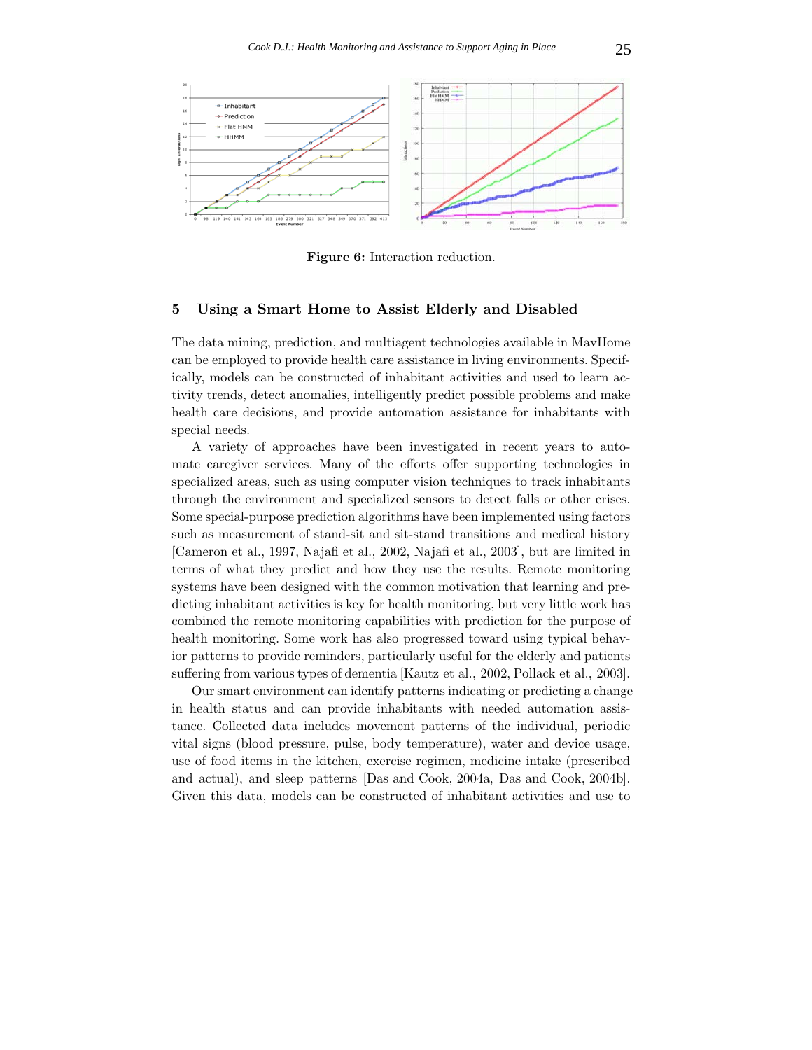**Figure 6:** Interaction reduction.

## 5 Using a Smart Home to Assist Elderly and Disabled

The data mining, prediction, and multiagent technologies available in MavHome can be employed to provide health care assistance in living environments. Specifically, models can be constructed of inhabitant activities and used to learn activity trends, detect anomalies, intelligently predict possible problems and make health care decisions, and provide automation assistance for inhabitants with special needs.

A variety of approaches have been investigated in recent years to automate caregiver services. Many of the efforts offer supporting technologies in specialized areas, such as using computer vision techniques to track inhabitants through the environment and specialized sensors to detect falls or other crises. Some special-purpose prediction algorithms have been implemented using factors such as measurement of stand-sit and sit-stand transitions and medical history [Cameron et al., 1997, Najafi et al., 2002, Najafi et al., 2003], but are limited in terms of what they predict and how they use the results. Remote monitoring systems have been designed with the common motivation that learning and predicting inhabitant activities is key for health monitoring, but very little work has combined the remote monitoring capabilities with prediction for the purpose of health monitoring. Some work has also progressed toward using typical behavior patterns to provide reminders, particularly useful for the elderly and patients suffering from various types of dementia [Kautz et al., 2002, Pollack et al., 2003].

Our smart environment can identify patterns indicating or predicting a change in health status and can provide inhabitants with needed automation assistance. Collected data includes movement patterns of the individual, periodic vital signs (blood pressure, pulse, body temperature), water and device usage, use of food items in the kitchen, exercise regimen, medicine intake (prescribed and actual), and sleep patterns [Das and Cook, 2004a, Das and Cook, 2004b]. Given this data, models can be constructed of inhabitant activities and use to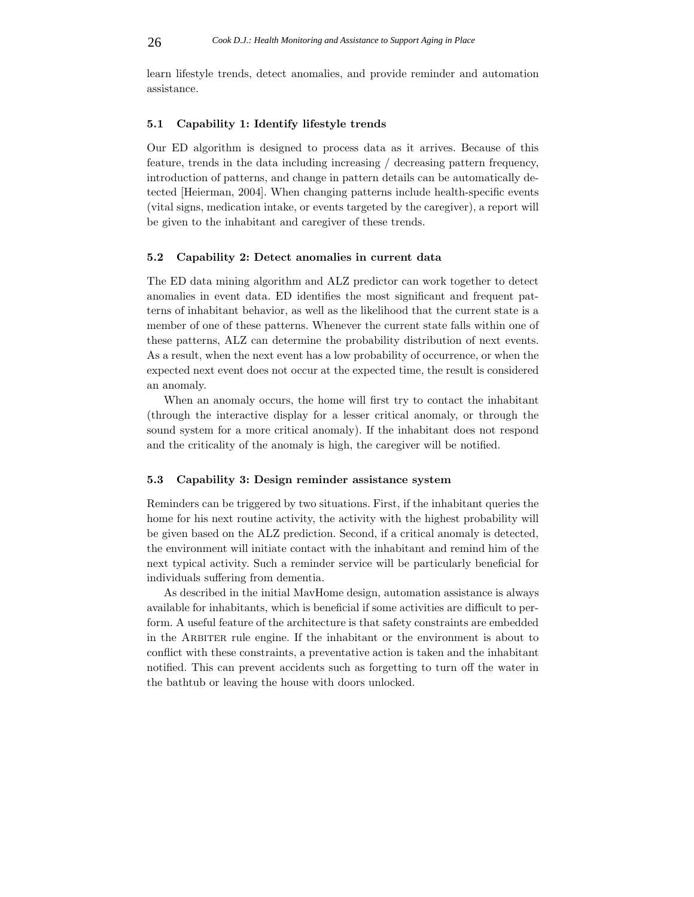learn lifestyle trends, detect anomalies, and provide reminder and automation assistance.

### 5.1 Capability 1: Identify lifestyle trends

Our ED algorithm is designed to process data as it arrives. Because of this feature, trends in the data including increasing / decreasing pattern frequency, introduction of patterns, and change in pattern details can be automatically detected [Heierman, 2004]. When changing patterns include health-specific events (vital signs, medication intake, or events targeted by the caregiver), a report will be given to the inhabitant and caregiver of these trends.

### 5.2 Capability 2: Detect anomalies in current data

The ED data mining algorithm and ALZ predictor can work together to detect anomalies in event data. ED identifies the most significant and frequent patterns of inhabitant behavior, as well as the likelihood that the current state is a member of one of these patterns. Whenever the current state falls within one of these patterns, ALZ can determine the probability distribution of next events. As a result, when the next event has a low probability of occurrence, or when the expected next event does not occur at the expected time, the result is considered an anomaly.

When an anomaly occurs, the home will first try to contact the inhabitant (through the interactive display for a lesser critical anomaly, or through the sound system for a more critical anomaly). If the inhabitant does not respond and the criticality of the anomaly is high, the caregiver will be notified.

### 5.3 Capability 3: Design reminder assistance system

Reminders can be triggered by two situations. First, if the inhabitant queries the home for his next routine activity, the activity with the highest probability will be given based on the ALZ prediction. Second, if a critical anomaly is detected, the environment will initiate contact with the inhabitant and remind him of the next typical activity. Such a reminder service will be particularly beneficial for individuals suffering from dementia.

As described in the initial MavHome design, automation assistance is always available for inhabitants, which is beneficial if some activities are difficult to perform. A useful feature of the architecture is that safety constraints are embedded in the Arbiter rule engine. If the inhabitant or the environment is about to conflict with these constraints, a preventative action is taken and the inhabitant notified. This can prevent accidents such as forgetting to turn off the water in the bathtub or leaving the house with doors unlocked.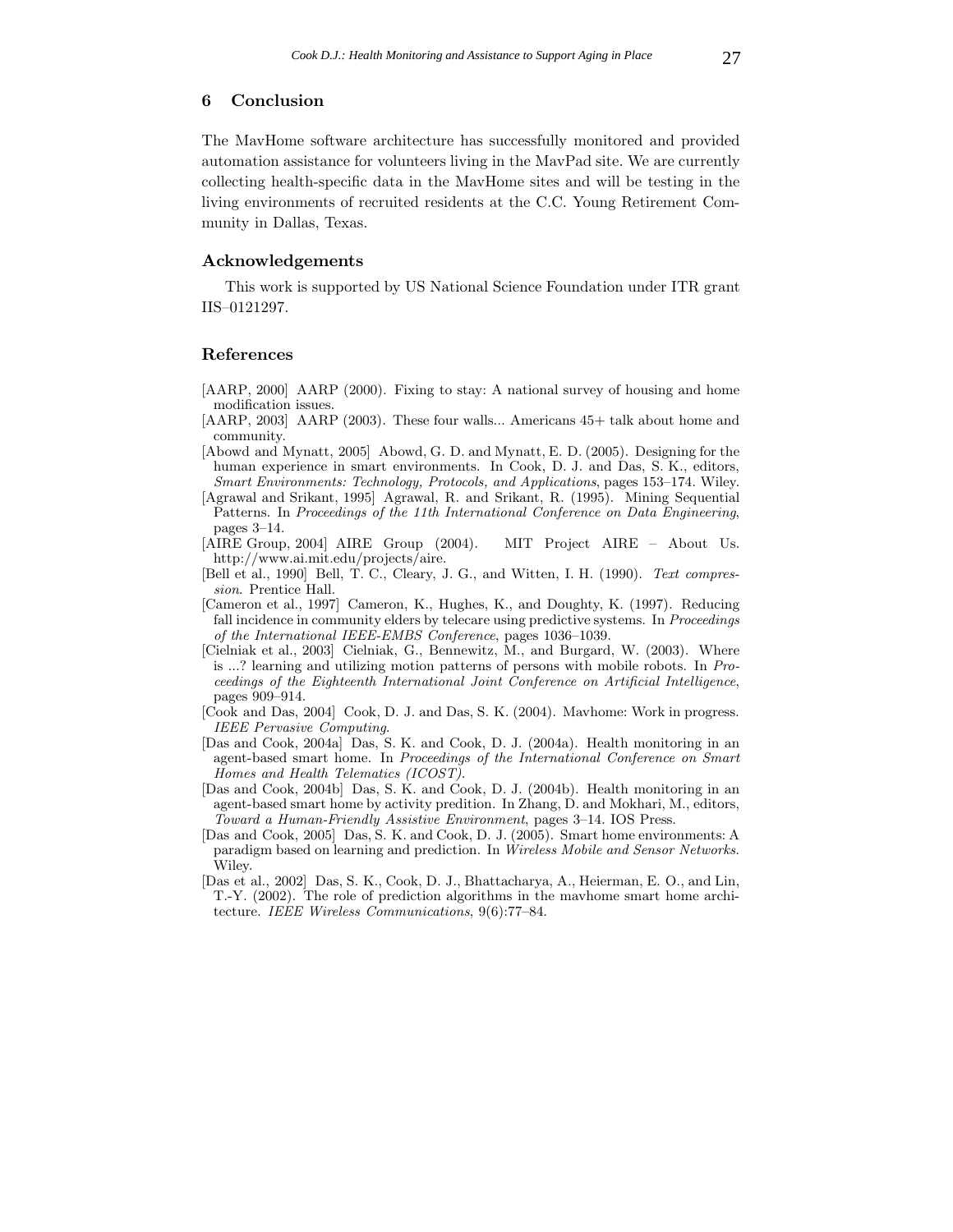## 6 Conclusion

The MavHome software architecture has successfully monitored and provided automation assistance for volunteers living in the MavPad site. We are currently collecting health-specific data in the MavHome sites and will be testing in the living environments of recruited residents at the C.C. Young Retirement Community in Dallas, Texas.

### Acknowledgements

This work is supported by US National Science Foundation under ITR grant IIS–0121297.

### References

[AARP, 2000] AARP (2000). Fixing to stay: A national survey of housing and home modification issues.

[AARP, 2003] AARP (2003). These four walls... Americans 45+ talk about home and community.

[Abowd and Mynatt, 2005] Abowd, G. D. and Mynatt, E. D. (2005). Designing for the human experience in smart environments. In Cook, D. J. and Das, S. K., editors, *Smart Environments: Technology, Protocols, and Applications*, pages 153–174. Wiley.

[Agrawal and Srikant, 1995] Agrawal, R. and Srikant, R. (1995). Mining Sequential Patterns. In *Proceedings of the 11th International Conference on Data Engineering*, pages 3–14.

[AIRE Group, 2004] AIRE Group (2004). MIT Project AIRE – About Us. http://www.ai.mit.edu/projects/aire.

[Bell et al., 1990] Bell, T. C., Cleary, J. G., and Witten, I. H. (1990). *Text compression*. Prentice Hall.

[Cameron et al., 1997] Cameron, K., Hughes, K., and Doughty, K. (1997). Reducing fall incidence in community elders by telecare using predictive systems. In *Proceedings of the International IEEE-EMBS Conference*, pages 1036–1039.

[Cielniak et al., 2003] Cielniak, G., Bennewitz, M., and Burgard, W. (2003). Where is ...? learning and utilizing motion patterns of persons with mobile robots. In *Proceedings of the Eighteenth International Joint Conference on Artificial Intelligence*, pages 909–914.

[Cook and Das, 2004] Cook, D. J. and Das, S. K. (2004). Mavhome: Work in progress. *IEEE Pervasive Computing*.

[Das and Cook, 2004a] Das, S. K. and Cook, D. J. (2004a). Health monitoring in an agent-based smart home. In *Proceedings of the International Conference on Smart Homes and Health Telematics (ICOST)*.

[Das and Cook, 2004b] Das, S. K. and Cook, D. J. (2004b). Health monitoring in an agent-based smart home by activity predition. In Zhang, D. and Mokhari, M., editors, *Toward a Human-Friendly Assistive Environment*, pages 3–14. IOS Press.

[Das and Cook, 2005] Das, S. K. and Cook, D. J. (2005). Smart home environments: A paradigm based on learning and prediction. In *Wireless Mobile and Sensor Networks*. Wiley.

[Das et al., 2002] Das, S. K., Cook, D. J., Bhattacharya, A., Heierman, E. O., and Lin, T.-Y. (2002). The role of prediction algorithms in the mavhome smart home architecture. *IEEE Wireless Communications*, 9(6):77–84.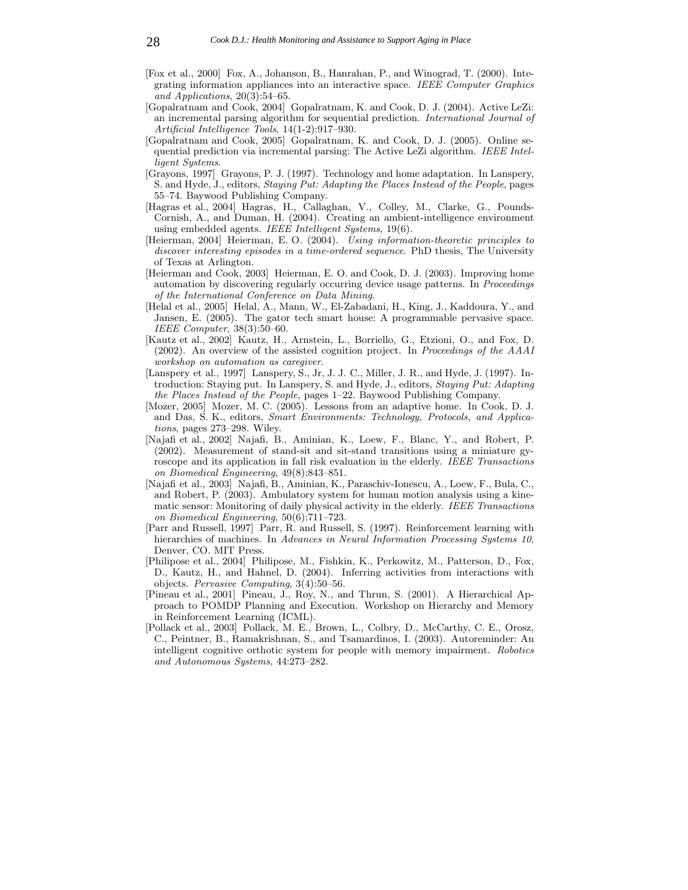[Fox et al., 2000] Fox, A., Johanson, B., Hanrahan, P., and Winograd, T. (2000). Integrating information appliances into an interactive space. *IEEE Computer Graphics and Applications*, 20(3):54–65.

[Gopalratnam and Cook, 2004] Gopalratnam, K. and Cook, D. J. (2004). Active LeZi: an incremental parsing algorithm for sequential prediction. *International Journal of Artificial Intelligence Tools*, 14(1-2):917–930.

[Gopalratnam and Cook, 2005] Gopalratnam, K. and Cook, D. J. (2005). Online sequential prediction via incremental parsing: The Active LeZi algorithm. *IEEE Intelligent Systems*.

[Grayons, 1997] Grayons, P. J. (1997). Technology and home adaptation. In Lanspery, S. and Hyde, J., editors, *Staying Put: Adapting the Places Instead of the People*, pages 55–74. Baywood Publishing Company.

[Hagras et al., 2004] Hagras, H., Callaghan, V., Colley, M., Clarke, G., Pounds-Cornish, A., and Duman, H. (2004). Creating an ambient-intelligence environment using embedded agents. *IEEE Intelligent Systems*, 19(6).

[Heierman, 2004] Heierman, E. O. (2004). *Using information-theoretic principles to discover interesting episodes in a time-ordered sequence*. PhD thesis, The University of Texas at Arlington.

[Heierman and Cook, 2003] Heierman, E. O. and Cook, D. J. (2003). Improving home automation by discovering regularly occurring device usage patterns. In *Proceedings of the International Conference on Data Mining*.

[Helal et al., 2005] Helal, A., Mann, W., El-Zabadani, H., King, J., Kaddoura, Y., and Jansen, E. (2005). The gator tech smart house: A programmable pervasive space. *IEEE Computer*, 38(3):50–60.

[Kautz et al., 2002] Kautz, H., Arnstein, L., Borriello, G., Etzioni, O., and Fox, D. (2002). An overview of the assisted cognition project. In *Proceedings of the AAAI workshop on automation as caregiver*.

[Lanspery et al., 1997] Lanspery, S., Jr, J. J. C., Miller, J. R., and Hyde, J. (1997). Introduction: Staying put. In Lanspery, S. and Hyde, J., editors, *Staying Put: Adapting the Places Instead of the People*, pages 1–22. Baywood Publishing Company.

[Mozer, 2005] Mozer, M. C. (2005). Lessons from an adaptive home. In Cook, D. J. and Das, S. K., editors, *Smart Environments: Technology, Protocols, and Applications*, pages 273–298. Wiley.

[Najafi et al., 2002] Najafi, B., Aminian, K., Loew, F., Blanc, Y., and Robert, P. (2002). Measurement of stand-sit and sit-stand transitions using a miniature gyroscope and its application in fall risk evaluation in the elderly. *IEEE Transactions on Biomedical Engineering*, 49(8):843–851.

[Najafi et al., 2003] Najafi, B., Aminian, K., Paraschiv-Ionescu, A., Loew, F., Bula, C., and Robert, P. (2003). Ambulatory system for human motion analysis using a kinematic sensor: Monitoring of daily physical activity in the elderly. *IEEE Transactions on Biomedical Engineering*, 50(6):711–723.

[Parr and Russell, 1997] Parr, R. and Russell, S. (1997). Reinforcement learning with hierarchies of machines. In *Advances in Neural Information Processing Systems 10*, Denver, CO. MIT Press.

[Philipose et al., 2004] Philipose, M., Fishkin, K., Perkowitz, M., Patterson, D., Fox, D., Kautz, H., and Hahnel, D. (2004). Inferring activities from interactions with objects. *Pervasive Computing*, 3(4):50–56.

[Pineau et al., 2001] Pineau, J., Roy, N., and Thrun, S. (2001). A Hierarchical Approach to POMDP Planning and Execution. Workshop on Hierarchy and Memory in Reinforcement Learning (ICML).

[Pollack et al., 2003] Pollack, M. E., Brown, L., Colbry, D., McCarthy, C. E., Orosz, C., Peintner, B., Ramakrishnan, S., and Tsamardinos, I. (2003). Autoreminder: An intelligent cognitive orthotic system for people with memory impairment. *Robotics and Autonomous Systems*, 44:273–282.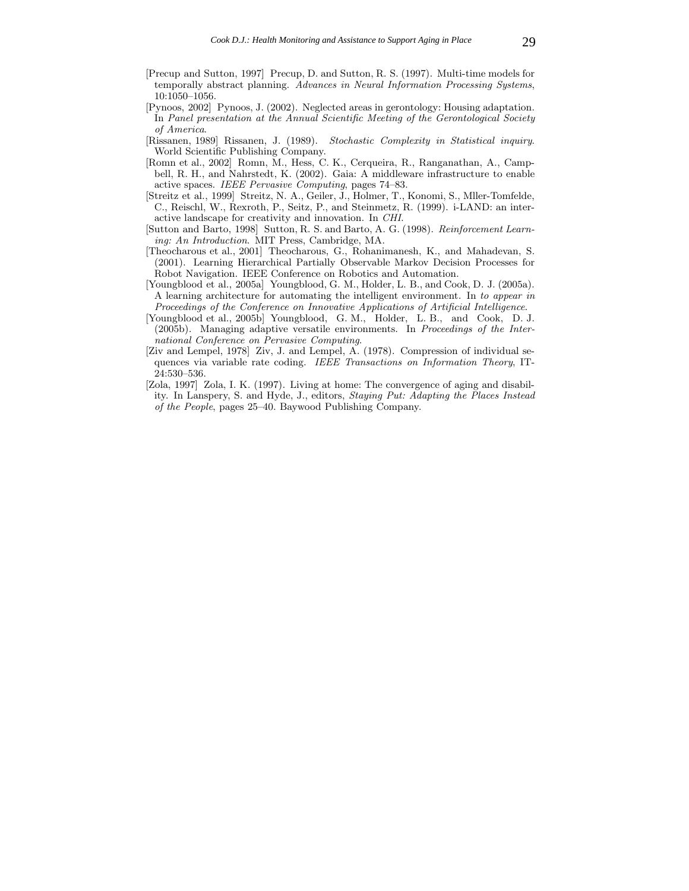[Precup and Sutton, 1997] Precup, D. and Sutton, R. S. (1997). Multi-time models for temporally abstract planning. *Advances in Neural Information Processing Systems*, 10:1050–1056.

[Pynoos, 2002] Pynoos, J. (2002). Neglected areas in gerontology: Housing adaptation. In *Panel presentation at the Annual Scientific Meeting of the Gerontological Society of America*.

[Rissanen, 1989] Rissanen, J. (1989). *Stochastic Complexity in Statistical inquiry*. World Scientific Publishing Company.

[Romn et al., 2002] Romn, M., Hess, C. K., Cerqueira, R., Ranganathan, A., Campbell, R. H., and Nahrstedt, K. (2002). Gaia: A middleware infrastructure to enable active spaces. *IEEE Pervasive Computing*, pages 74–83.

[Streitz et al., 1999] Streitz, N. A., Geiler, J., Holmer, T., Konomi, S., Mller-Tomfelde, C., Reischl, W., Rexroth, P., Seitz, P., and Steinmetz, R. (1999). i-LAND: an interactive landscape for creativity and innovation. In *CHI*.

[Sutton and Barto, 1998] Sutton, R. S. and Barto, A. G. (1998). *Reinforcement Learning: An Introduction*. MIT Press, Cambridge, MA.

[Theocharous et al., 2001] Theocharous, G., Rohanimanesh, K., and Mahadevan, S. (2001). Learning Hierarchical Partially Observable Markov Decision Processes for Robot Navigation. IEEE Conference on Robotics and Automation.

[Youngblood et al., 2005a] Youngblood, G. M., Holder, L. B., and Cook, D. J. (2005a). A learning architecture for automating the intelligent environment. In *to appear in Proceedings of the Conference on Innovative Applications of Artificial Intelligence*.

[Youngblood et al., 2005b] Youngblood, G. M., Holder, L. B., and Cook, D. J. (2005b). Managing adaptive versatile environments. In *Proceedings of the International Conference on Pervasive Computing*.

[Ziv and Lempel, 1978] Ziv, J. and Lempel, A. (1978). Compression of individual sequences via variable rate coding. *IEEE Transactions on Information Theory*, IT-24:530–536.

[Zola, 1997] Zola, I. K. (1997). Living at home: The convergence of aging and disability. In Lanspery, S. and Hyde, J., editors, *Staying Put: Adapting the Places Instead of the People*, pages 25–40. Baywood Publishing Company.